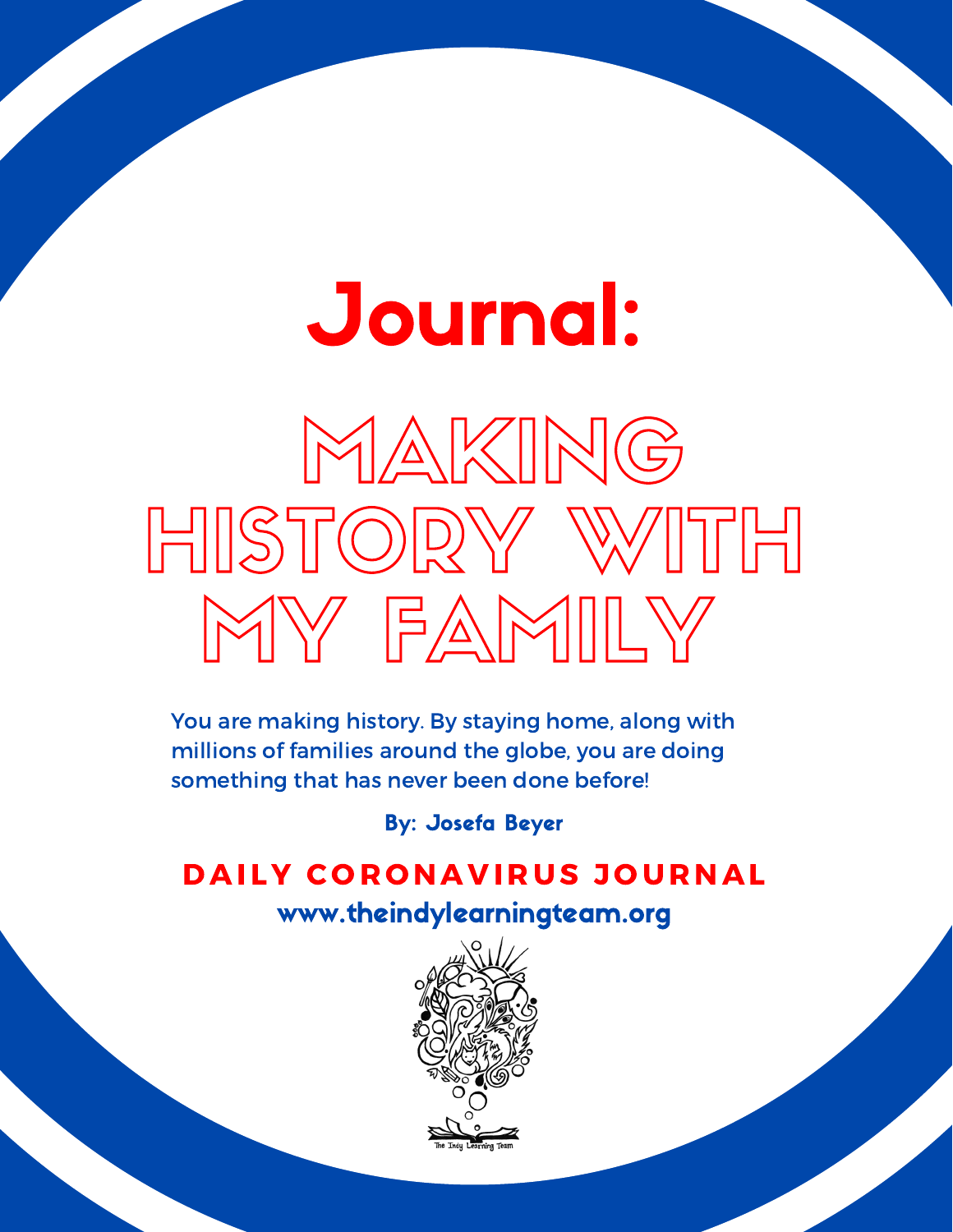# Journal:

# MAKING HISTORY WITH MY FAMILY

You are making history. By staying home, along with millions of families around the globe, you are doing something that has never been done before!

**By: Josefa Beyer**

## DAILY CORONAVIRUS JOURNAL

**www.theindylearningteam.org**

The Indy Learning Team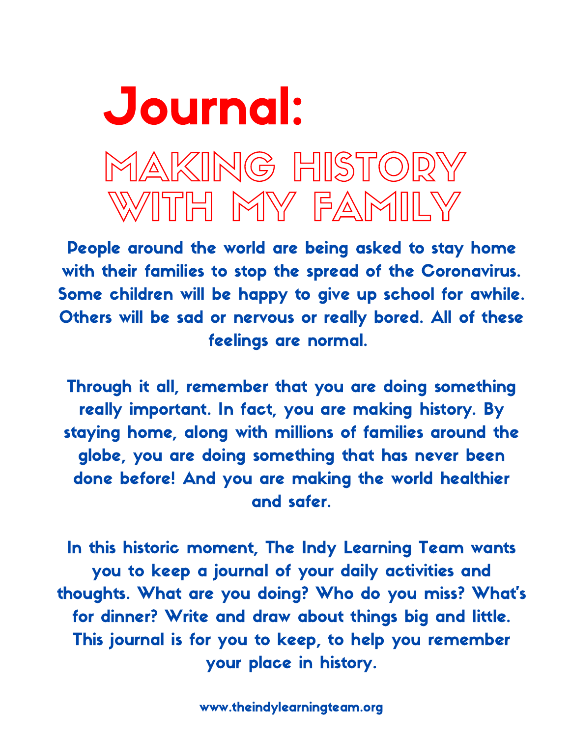# Journal:

## MAKING HISTORY WITH MY FAMILY

People around the world are being asked to stay home with their families to stop the spread of the Coronavirus. Some children will be happy to give up school for awhile. Others will be sad or nervous or really bored. All of these feelings are normal.

Through it all, remember that you are doing something really important. In fact, you are making history. By staying home, along with millions of families around the globe, you are doing something that has never been done before! And you are making the world healthier and safer.

In this historic moment, The Indy Learning Team wants you to keep a journal of your daily activities and thoughts. What are you doing? Who do you miss? What's for dinner? Write and draw about things big and little. This journal is for you to keep, to help you remember your place in history.

www.theindylearningteam.org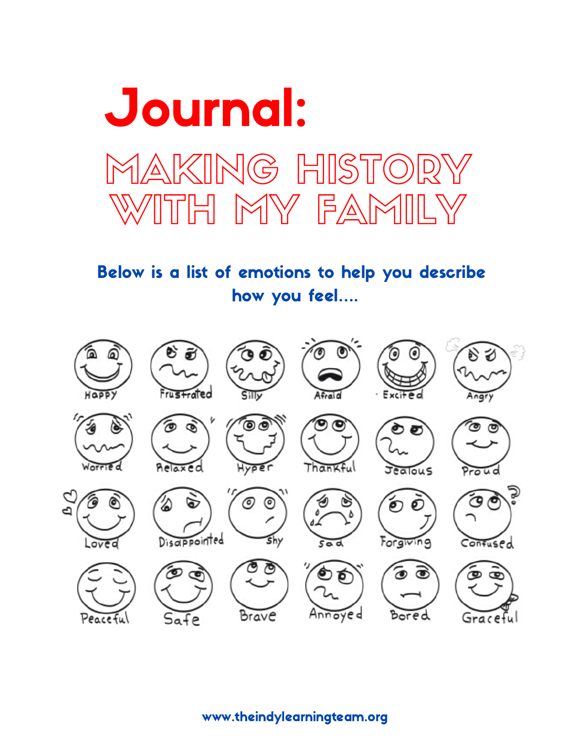# Journal:

## MAKING HISTORY WITH MY FAMILY

**Below is a list of emotions to help you describe how you feel....**

| | | | | | |
|---|---|---|---|---|---|
| Happy | Frustrated | Silly | Afraid | Excited | Angry |
| Worried | Relaxed | Hyper | Thankful | Jealous | Proud |
| Loved | Disappointed | Shy | Sad | Forgiving | Confused |
| Peaceful | Safe | Brave | Annoyed | Bored | Graceful |

www.theindylearningteam.org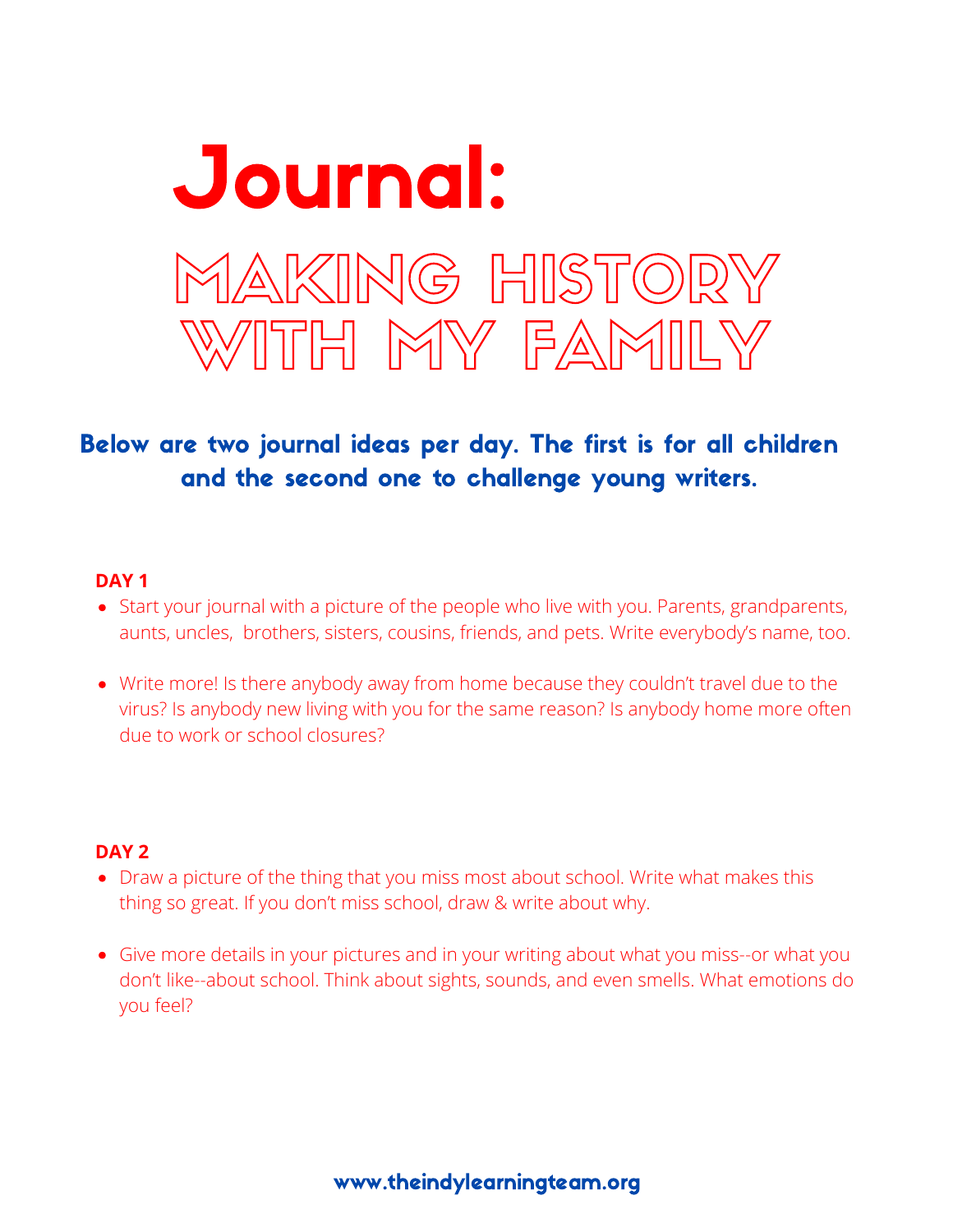# Journal:

## MAKING HISTORY WITH MY FAMILY

**Below are two journal ideas per day. The first is for all children and the second one to challenge young writers.**

**DAY 1**

- Start your journal with a picture of the people who live with you. Parents, grandparents, aunts, uncles, brothers, sisters, cousins, friends, and pets. Write everybody's name, too.
- Write more! Is there anybody away from home because they couldn't travel due to the virus? Is anybody new living with you for the same reason? Is anybody home more often due to work or school closures?

**DAY 2**

- Draw a picture of the thing that you miss most about school. Write what makes this thing so great. If you don't miss school, draw & write about why.
- Give more details in your pictures and in your writing about what you miss--or what you don't like--about school. Think about sights, sounds, and even smells. What emotions do you feel?

www.theindylearningteam.org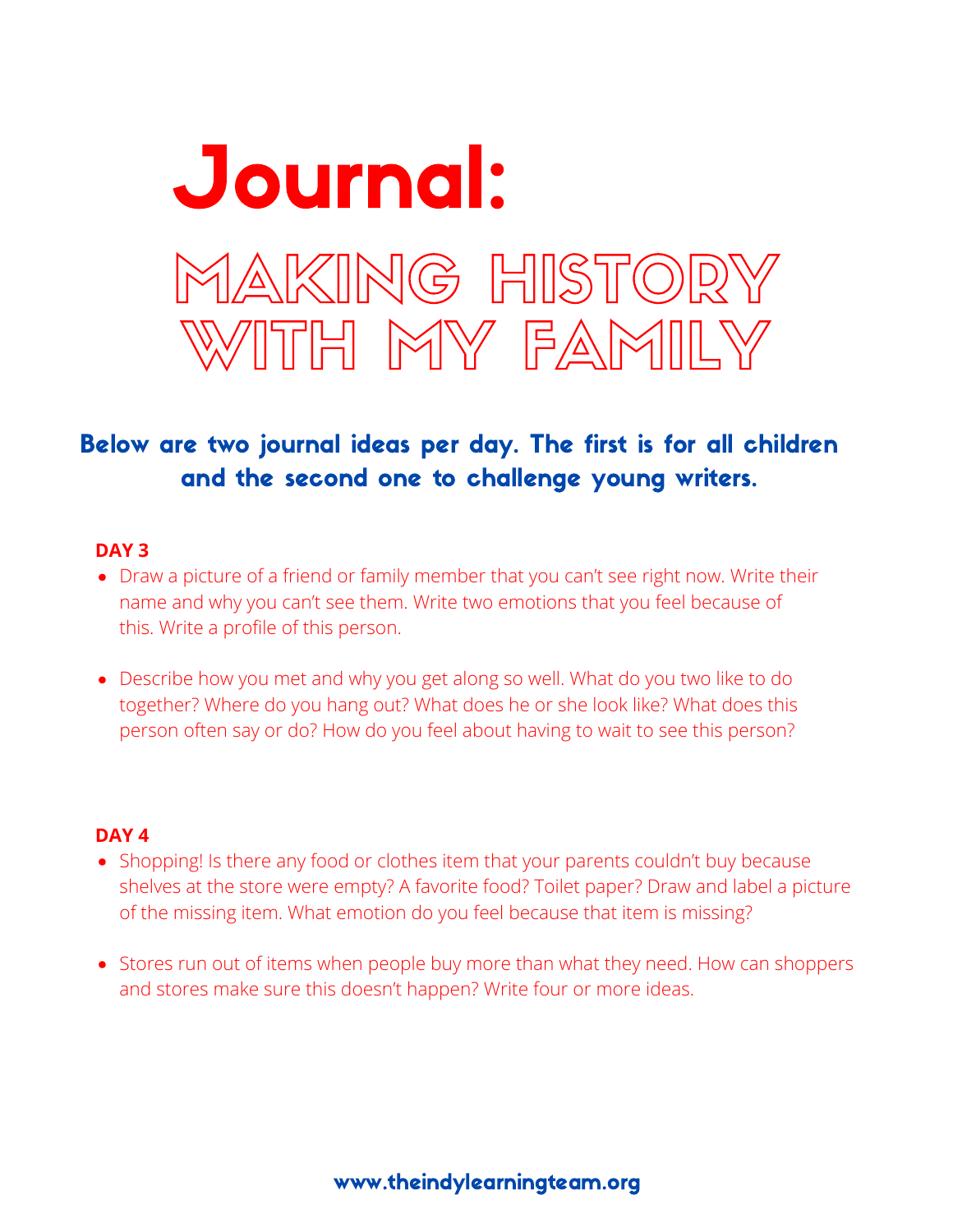# Journal:

## MAKING HISTORY WITH MY FAMILY

**Below are two journal ideas per day. The first is for all children and the second one to challenge young writers.**

**DAY 3**

- Draw a picture of a friend or family member that you can't see right now. Write their name and why you can't see them. Write two emotions that you feel because of this. Write a profile of this person.
- Describe how you met and why you get along so well. What do you two like to do together? Where do you hang out? What does he or she look like? What does this person often say or do? How do you feel about having to wait to see this person?

**DAY 4**

- Shopping! Is there any food or clothes item that your parents couldn't buy because shelves at the store were empty? A favorite food? Toilet paper? Draw and label a picture of the missing item. What emotion do you feel because that item is missing?
- Stores run out of items when people buy more than what they need. How can shoppers and stores make sure this doesn't happen? Write four or more ideas.

www.theindylearningteam.org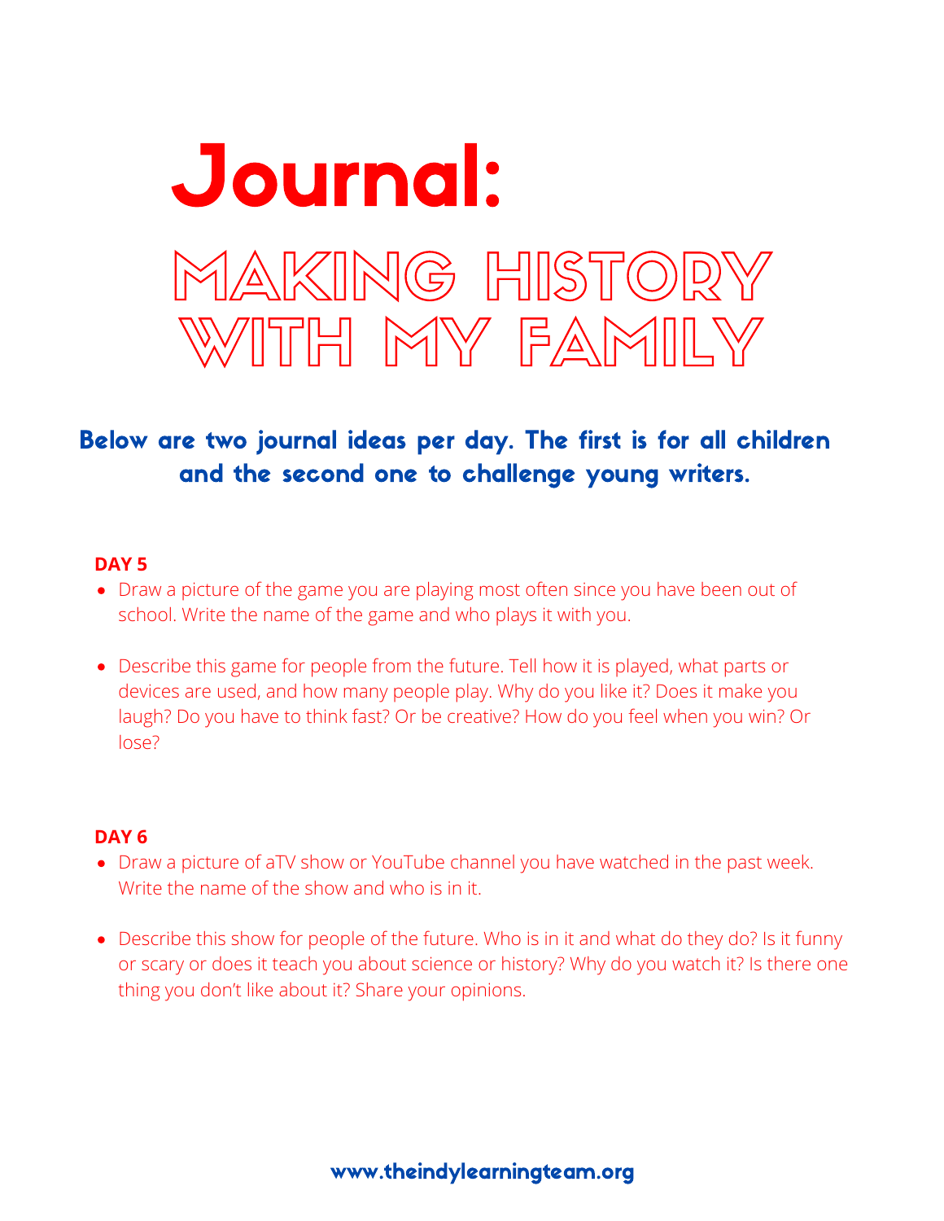# Journal:

## MAKING HISTORY WITH MY FAMILY

**Below are two journal ideas per day. The first is for all children and the second one to challenge young writers.**

**DAY 5**

- Draw a picture of the game you are playing most often since you have been out of school. Write the name of the game and who plays it with you.
- Describe this game for people from the future. Tell how it is played, what parts or devices are used, and how many people play. Why do you like it? Does it make you laugh? Do you have to think fast? Or be creative? How do you feel when you win? Or lose?

**DAY 6**

- Draw a picture of aTV show or YouTube channel you have watched in the past week. Write the name of the show and who is in it.
- Describe this show for people of the future. Who is in it and what do they do? Is it funny or scary or does it teach you about science or history? Why do you watch it? Is there one thing you don't like about it? Share your opinions.

www.theindylearningteam.org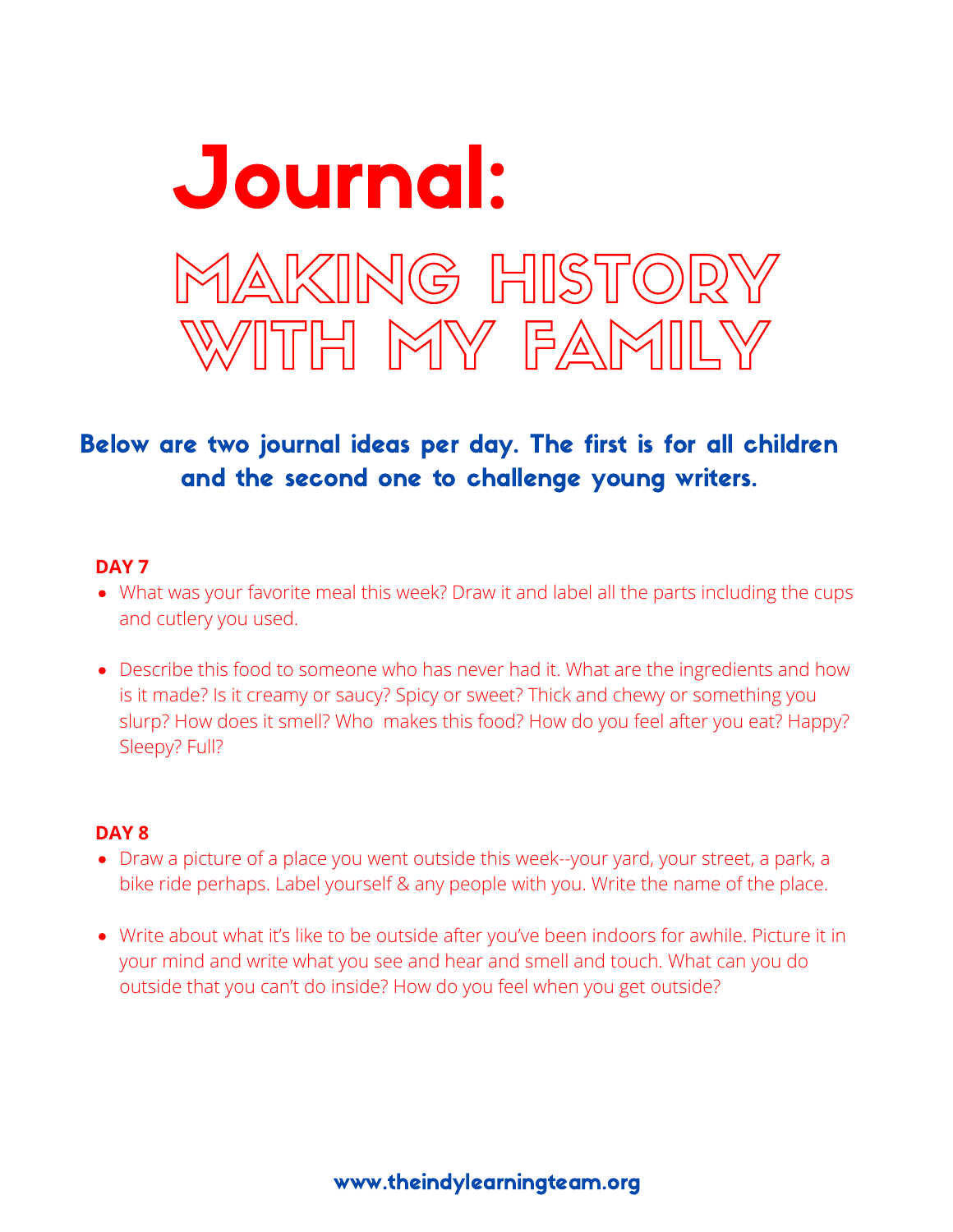# Journal:

## MAKING HISTORY WITH MY FAMILY

**Below are two journal ideas per day. The first is for all children and the second one to challenge young writers.**

**DAY 7**

- What was your favorite meal this week? Draw it and label all the parts including the cups and cutlery you used.
- Describe this food to someone who has never had it. What are the ingredients and how is it made? Is it creamy or saucy? Spicy or sweet? Thick and chewy or something you slurp? How does it smell? Who makes this food? How do you feel after you eat? Happy? Sleepy? Full?

**DAY 8**

- Draw a picture of a place you went outside this week--your yard, your street, a park, a bike ride perhaps. Label yourself & any people with you. Write the name of the place.
- Write about what it's like to be outside after you've been indoors for awhile. Picture it in your mind and write what you see and hear and smell and touch. What can you do outside that you can't do inside? How do you feel when you get outside?

www.theindylearningteam.org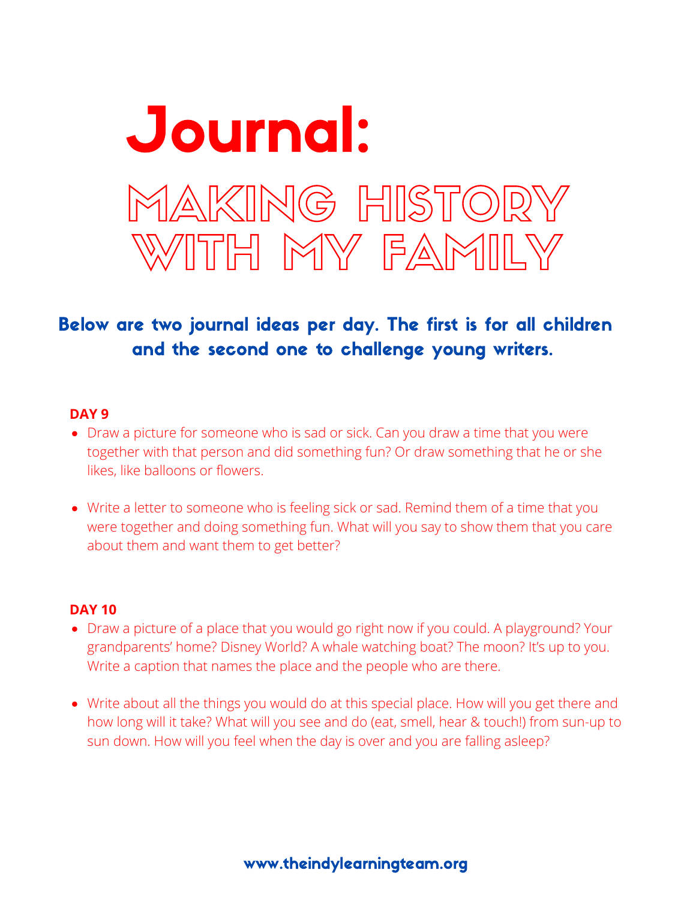# Journal:

## MAKING HISTORY WITH MY FAMILY

**Below are two journal ideas per day. The first is for all children and the second one to challenge young writers.**

**DAY 9**

- Draw a picture for someone who is sad or sick. Can you draw a time that you were together with that person and did something fun? Or draw something that he or she likes, like balloons or flowers.

- Write a letter to someone who is feeling sick or sad. Remind them of a time that you were together and doing something fun. What will you say to show them that you care about them and want them to get better?

**DAY 10**

- Draw a picture of a place that you would go right now if you could. A playground? Your grandparents' home? Disney World? A whale watching boat? The moon? It's up to you. Write a caption that names the place and the people who are there.

- Write about all the things you would do at this special place. How will you get there and how long will it take? What will you see and do (eat, smell, hear & touch!) from sun-up to sun down. How will you feel when the day is over and you are falling asleep?

www.theindylearningteam.org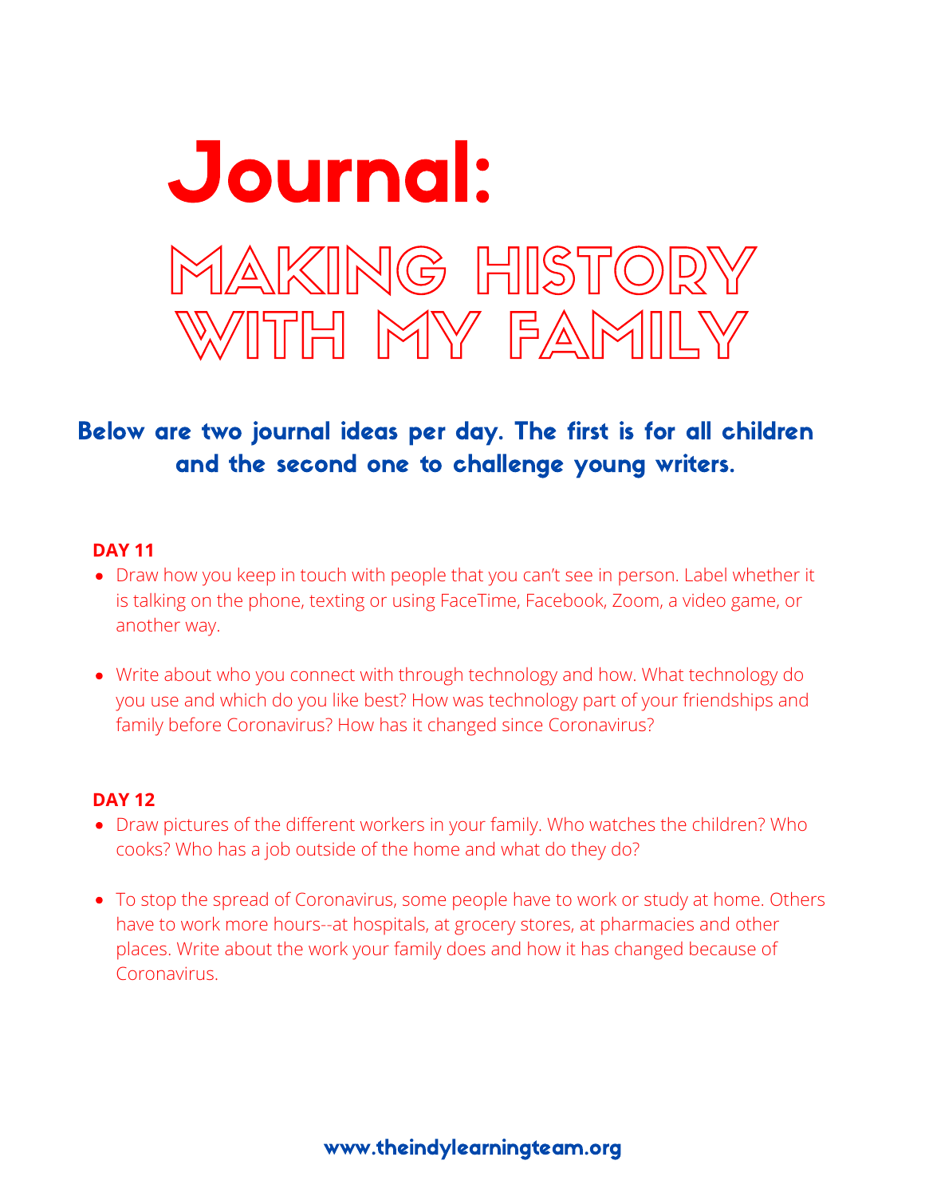# Journal:

## MAKING HISTORY WITH MY FAMILY

**Below are two journal ideas per day. The first is for all children and the second one to challenge young writers.**

**DAY 11**

- Draw how you keep in touch with people that you can't see in person. Label whether it is talking on the phone, texting or using FaceTime, Facebook, Zoom, a video game, or another way.
- Write about who you connect with through technology and how. What technology do you use and which do you like best? How was technology part of your friendships and family before Coronavirus? How has it changed since Coronavirus?

**DAY 12**

- Draw pictures of the different workers in your family. Who watches the children? Who cooks? Who has a job outside of the home and what do they do?
- To stop the spread of Coronavirus, some people have to work or study at home. Others have to work more hours--at hospitals, at grocery stores, at pharmacies and other places. Write about the work your family does and how it has changed because of Coronavirus.

www.theindylearningteam.org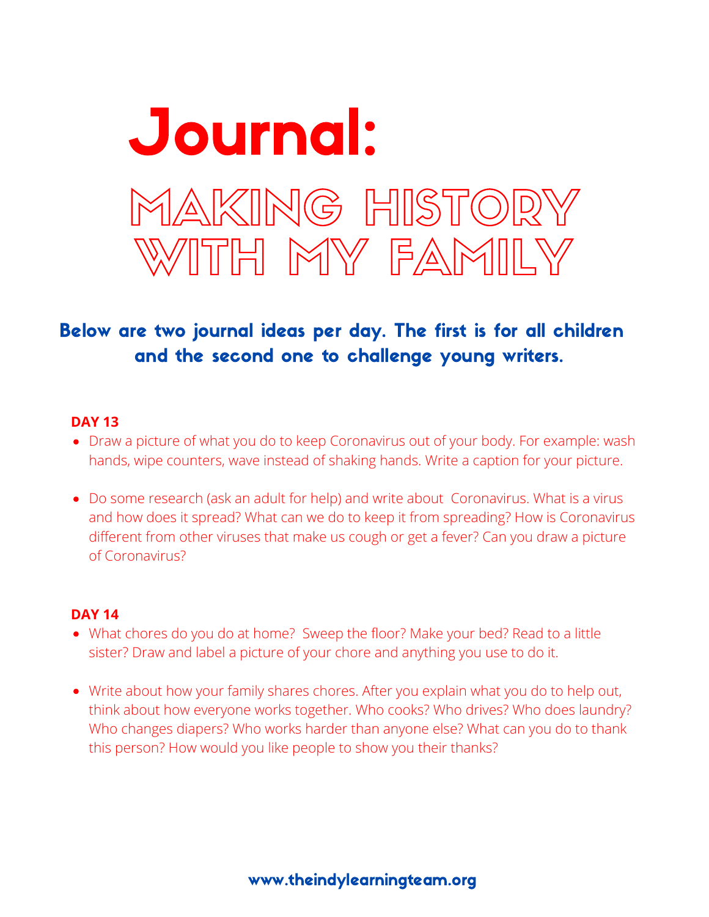# Journal:

## MAKING HISTORY WITH MY FAMILY

**Below are two journal ideas per day. The first is for all children and the second one to challenge young writers.**

**DAY 13**

- Draw a picture of what you do to keep Coronavirus out of your body. For example: wash hands, wipe counters, wave instead of shaking hands. Write a caption for your picture.
- Do some research (ask an adult for help) and write about Coronavirus. What is a virus and how does it spread? What can we do to keep it from spreading? How is Coronavirus different from other viruses that make us cough or get a fever? Can you draw a picture of Coronavirus?

**DAY 14**

- What chores do you do at home? Sweep the floor? Make your bed? Read to a little sister? Draw and label a picture of your chore and anything you use to do it.
- Write about how your family shares chores. After you explain what you do to help out, think about how everyone works together. Who cooks? Who drives? Who does laundry? Who changes diapers? Who works harder than anyone else? What can you do to thank this person? How would you like people to show you their thanks?

www.theindylearningteam.org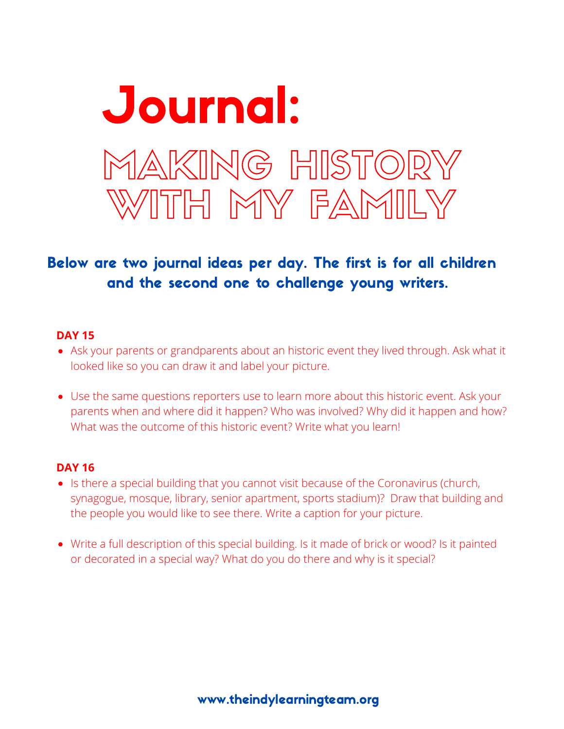# Journal:

## MAKING HISTORY WITH MY FAMILY

**Below are two journal ideas per day. The first is for all children and the second one to challenge young writers.**

**DAY 15**

- Ask your parents or grandparents about an historic event they lived through. Ask what it looked like so you can draw it and label your picture.
- Use the same questions reporters use to learn more about this historic event. Ask your parents when and where did it happen? Who was involved? Why did it happen and how? What was the outcome of this historic event? Write what you learn!

**DAY 16**

- Is there a special building that you cannot visit because of the Coronavirus (church, synagogue, mosque, library, senior apartment, sports stadium)? Draw that building and the people you would like to see there. Write a caption for your picture.
- Write a full description of this special building. Is it made of brick or wood? Is it painted or decorated in a special way? What do you do there and why is it special?

www.theindylearningteam.org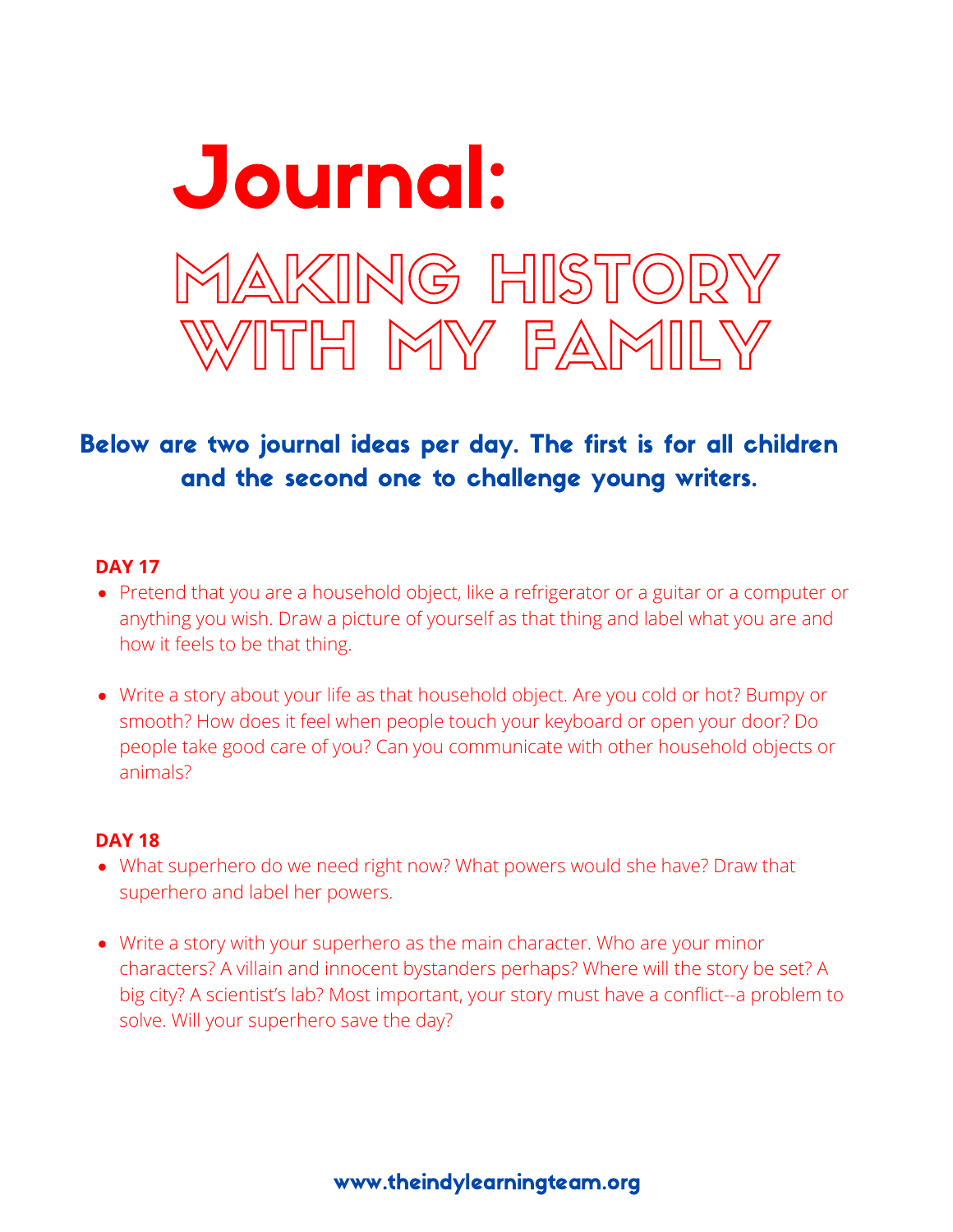# Journal:

## MAKING HISTORY WITH MY FAMILY

**Below are two journal ideas per day. The first is for all children and the second one to challenge young writers.**

**DAY 17**

- Pretend that you are a household object, like a refrigerator or a guitar or a computer or anything you wish. Draw a picture of yourself as that thing and label what you are and how it feels to be that thing.
- Write a story about your life as that household object. Are you cold or hot? Bumpy or smooth? How does it feel when people touch your keyboard or open your door? Do people take good care of you? Can you communicate with other household objects or animals?

**DAY 18**

- What superhero do we need right now? What powers would she have? Draw that superhero and label her powers.
- Write a story with your superhero as the main character. Who are your minor characters? A villain and innocent bystanders perhaps? Where will the story be set? A big city? A scientist's lab? Most important, your story must have a conflict--a problem to solve. Will your superhero save the day?

www.theindylearningteam.org